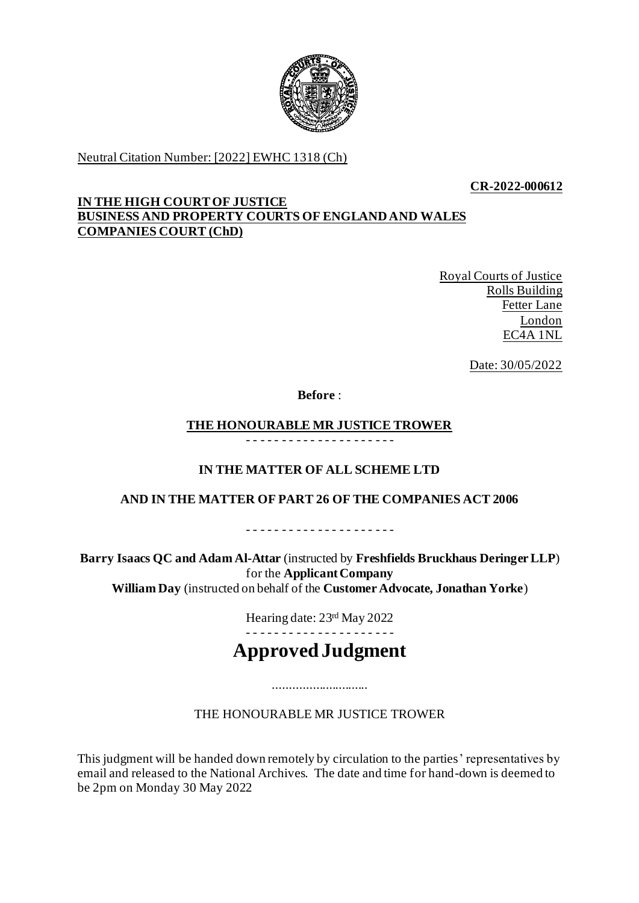Neutral Citation Number: [2022] EWHC 1318 (Ch)

**CR-2022-000612**

**IN THE HIGH COURT OF JUSTICE**
**BUSINESS AND PROPERTY COURTS OF ENGLAND AND WALES**
**COMPANIES COURT (ChD)**

Royal Courts of Justice
Rolls Building
Fetter Lane
London
EC4A 1NL

Date: 30/05/2022

**Before** :

**THE HONOURABLE MR JUSTICE TROWER**

- - - - - - - - - - - - - - - - - - - - -

**IN THE MATTER OF ALL SCHEME LTD**

**AND IN THE MATTER OF PART 26 OF THE COMPANIES ACT 2006**

- - - - - - - - - - - - - - - - - - - - -

**Barry Isaacs QC and Adam Al-Attar** (instructed by **Freshfields Bruckhaus Deringer LLP**) for the **Applicant Company**
**William Day** (instructed on behalf of the **Customer Advocate, Jonathan Yorke**)

Hearing date: 23rd May 2022

- - - - - - - - - - - - - - - - - - - - -

# Approved Judgment

.............................

THE HONOURABLE MR JUSTICE TROWER

This judgment will be handed down remotely by circulation to the parties' representatives by email and released to the National Archives. The date and time for hand-down is deemed to be 2pm on Monday 30 May 2022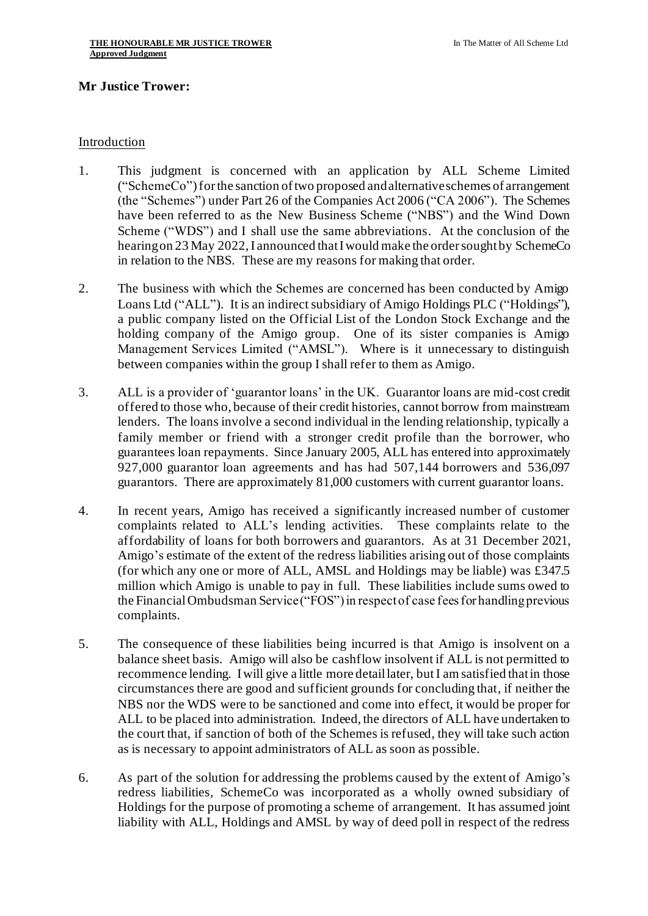**Mr Justice Trower:**

## Introduction

1. This judgment is concerned with an application by ALL Scheme Limited ("SchemeCo") for the sanction of two proposed and alternative schemes of arrangement (the "Schemes") under Part 26 of the Companies Act 2006 ("CA 2006"). The Schemes have been referred to as the New Business Scheme ("NBS") and the Wind Down Scheme ("WDS") and I shall use the same abbreviations. At the conclusion of the hearing on 23 May 2022, I announced that I would make the order sought by SchemeCo in relation to the NBS. These are my reasons for making that order.

2. The business with which the Schemes are concerned has been conducted by Amigo Loans Ltd ("ALL"). It is an indirect subsidiary of Amigo Holdings PLC ("Holdings"), a public company listed on the Official List of the London Stock Exchange and the holding company of the Amigo group. One of its sister companies is Amigo Management Services Limited ("AMSL"). Where is it unnecessary to distinguish between companies within the group I shall refer to them as Amigo.

3. ALL is a provider of 'guarantor loans' in the UK. Guarantor loans are mid-cost credit offered to those who, because of their credit histories, cannot borrow from mainstream lenders. The loans involve a second individual in the lending relationship, typically a family member or friend with a stronger credit profile than the borrower, who guarantees loan repayments. Since January 2005, ALL has entered into approximately 927,000 guarantor loan agreements and has had 507,144 borrowers and 536,097 guarantors. There are approximately 81,000 customers with current guarantor loans.

4. In recent years, Amigo has received a significantly increased number of customer complaints related to ALL's lending activities. These complaints relate to the affordability of loans for both borrowers and guarantors. As at 31 December 2021, Amigo's estimate of the extent of the redress liabilities arising out of those complaints (for which any one or more of ALL, AMSL and Holdings may be liable) was £347.5 million which Amigo is unable to pay in full. These liabilities include sums owed to the Financial Ombudsman Service ("FOS") in respect of case fees for handling previous complaints.

5. The consequence of these liabilities being incurred is that Amigo is insolvent on a balance sheet basis. Amigo will also be cashflow insolvent if ALL is not permitted to recommence lending. I will give a little more detail later, but I am satisfied that in those circumstances there are good and sufficient grounds for concluding that, if neither the NBS nor the WDS were to be sanctioned and come into effect, it would be proper for ALL to be placed into administration. Indeed, the directors of ALL have undertaken to the court that, if sanction of both of the Schemes is refused, they will take such action as is necessary to appoint administrators of ALL as soon as possible.

6. As part of the solution for addressing the problems caused by the extent of Amigo's redress liabilities, SchemeCo was incorporated as a wholly owned subsidiary of Holdings for the purpose of promoting a scheme of arrangement. It has assumed joint liability with ALL, Holdings and AMSL by way of deed poll in respect of the redress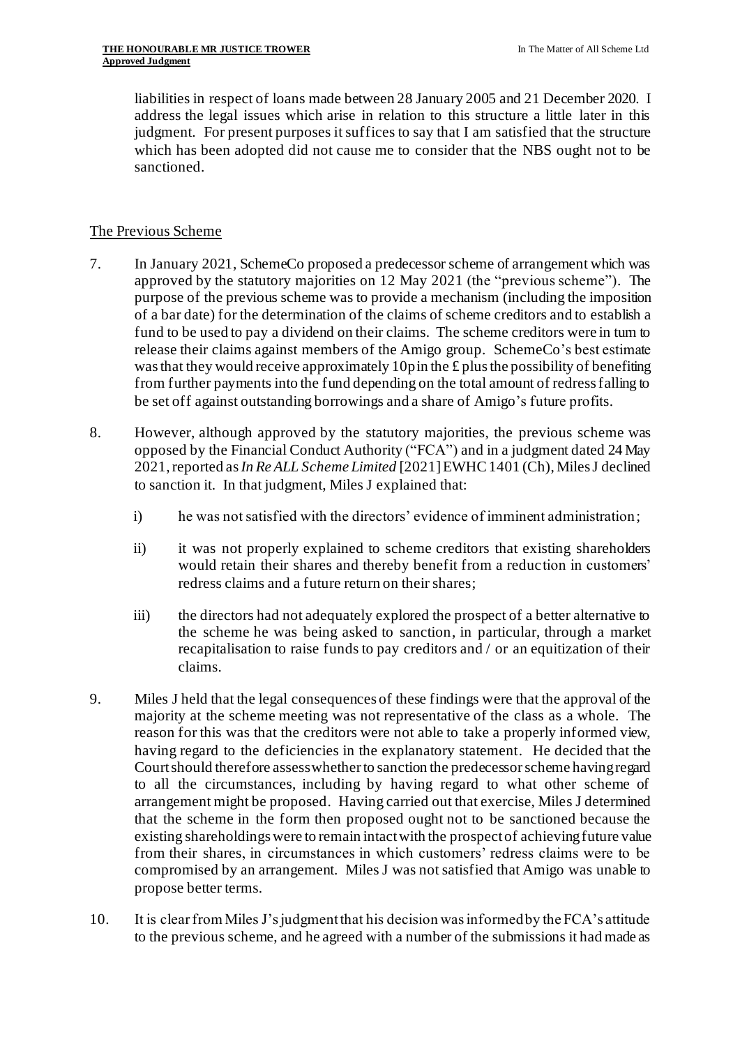liabilities in respect of loans made between 28 January 2005 and 21 December 2020. I address the legal issues which arise in relation to this structure a little later in this judgment. For present purposes it suffices to say that I am satisfied that the structure which has been adopted did not cause me to consider that the NBS ought not to be sanctioned.

## The Previous Scheme

7. In January 2021, SchemeCo proposed a predecessor scheme of arrangement which was approved by the statutory majorities on 12 May 2021 (the "previous scheme"). The purpose of the previous scheme was to provide a mechanism (including the imposition of a bar date) for the determination of the claims of scheme creditors and to establish a fund to be used to pay a dividend on their claims. The scheme creditors were in turn to release their claims against members of the Amigo group. SchemeCo's best estimate was that they would receive approximately 10p in the £ plus the possibility of benefiting from further payments into the fund depending on the total amount of redress falling to be set off against outstanding borrowings and a share of Amigo's future profits.

8. However, although approved by the statutory majorities, the previous scheme was opposed by the Financial Conduct Authority ("FCA") and in a judgment dated 24 May 2021, reported as *In Re ALL Scheme Limited* [2021] EWHC 1401 (Ch), Miles J declined to sanction it. In that judgment, Miles J explained that:

   i) he was not satisfied with the directors' evidence of imminent administration;

   ii) it was not properly explained to scheme creditors that existing shareholders would retain their shares and thereby benefit from a reduction in customers' redress claims and a future return on their shares;

   iii) the directors had not adequately explored the prospect of a better alternative to the scheme he was being asked to sanction, in particular, through a market recapitalisation to raise funds to pay creditors and / or an equitization of their claims.

9. Miles J held that the legal consequences of these findings were that the approval of the majority at the scheme meeting was not representative of the class as a whole. The reason for this was that the creditors were not able to take a properly informed view, having regard to the deficiencies in the explanatory statement. He decided that the Court should therefore assess whether to sanction the predecessor scheme having regard to all the circumstances, including by having regard to what other scheme of arrangement might be proposed. Having carried out that exercise, Miles J determined that the scheme in the form then proposed ought not to be sanctioned because the existing shareholdings were to remain intact with the prospect of achieving future value from their shares, in circumstances in which customers' redress claims were to be compromised by an arrangement. Miles J was not satisfied that Amigo was unable to propose better terms.

10. It is clear from Miles J's judgment that his decision was informed by the FCA's attitude to the previous scheme, and he agreed with a number of the submissions it had made as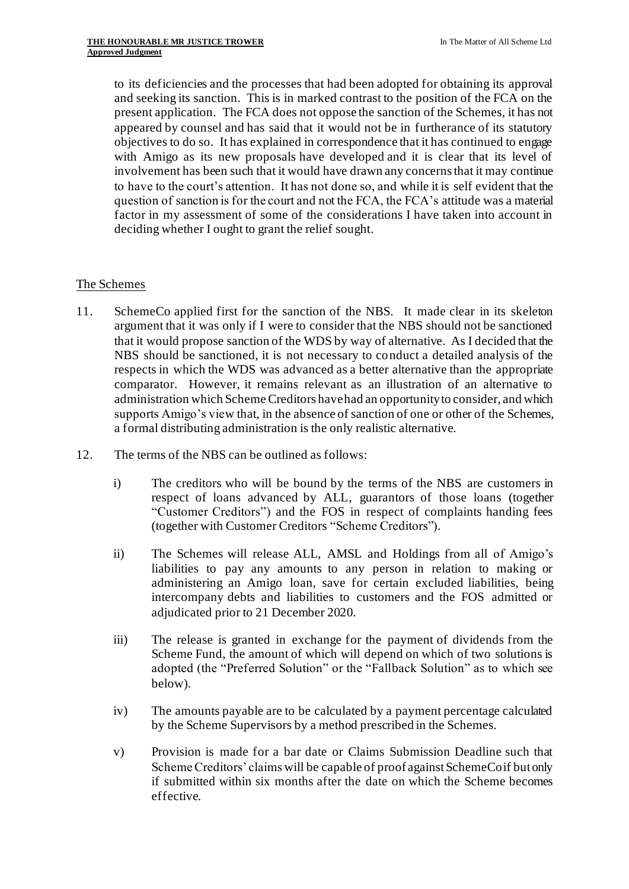to its deficiencies and the processes that had been adopted for obtaining its approval and seeking its sanction. This is in marked contrast to the position of the FCA on the present application. The FCA does not oppose the sanction of the Schemes, it has not appeared by counsel and has said that it would not be in furtherance of its statutory objectives to do so. It has explained in correspondence that it has continued to engage with Amigo as its new proposals have developed and it is clear that its level of involvement has been such that it would have drawn any concerns that it may continue to have to the court's attention. It has not done so, and while it is self evident that the question of sanction is for the court and not the FCA, the FCA's attitude was a material factor in my assessment of some of the considerations I have taken into account in deciding whether I ought to grant the relief sought.

## The Schemes

11. SchemeCo applied first for the sanction of the NBS. It made clear in its skeleton argument that it was only if I were to consider that the NBS should not be sanctioned that it would propose sanction of the WDS by way of alternative. As I decided that the NBS should be sanctioned, it is not necessary to conduct a detailed analysis of the respects in which the WDS was advanced as a better alternative than the appropriate comparator. However, it remains relevant as an illustration of an alternative to administration which Scheme Creditors have had an opportunity to consider, and which supports Amigo's view that, in the absence of sanction of one or other of the Schemes, a formal distributing administration is the only realistic alternative.

12. The terms of the NBS can be outlined as follows:

    i) The creditors who will be bound by the terms of the NBS are customers in respect of loans advanced by ALL, guarantors of those loans (together "Customer Creditors") and the FOS in respect of complaints handing fees (together with Customer Creditors "Scheme Creditors").

    ii) The Schemes will release ALL, AMSL and Holdings from all of Amigo's liabilities to pay any amounts to any person in relation to making or administering an Amigo loan, save for certain excluded liabilities, being intercompany debts and liabilities to customers and the FOS admitted or adjudicated prior to 21 December 2020.

    iii) The release is granted in exchange for the payment of dividends from the Scheme Fund, the amount of which will depend on which of two solutions is adopted (the "Preferred Solution" or the "Fallback Solution" as to which see below).

    iv) The amounts payable are to be calculated by a payment percentage calculated by the Scheme Supervisors by a method prescribed in the Schemes.

    v) Provision is made for a bar date or Claims Submission Deadline such that Scheme Creditors' claims will be capable of proof against SchemeCo if but only if submitted within six months after the date on which the Scheme becomes effective.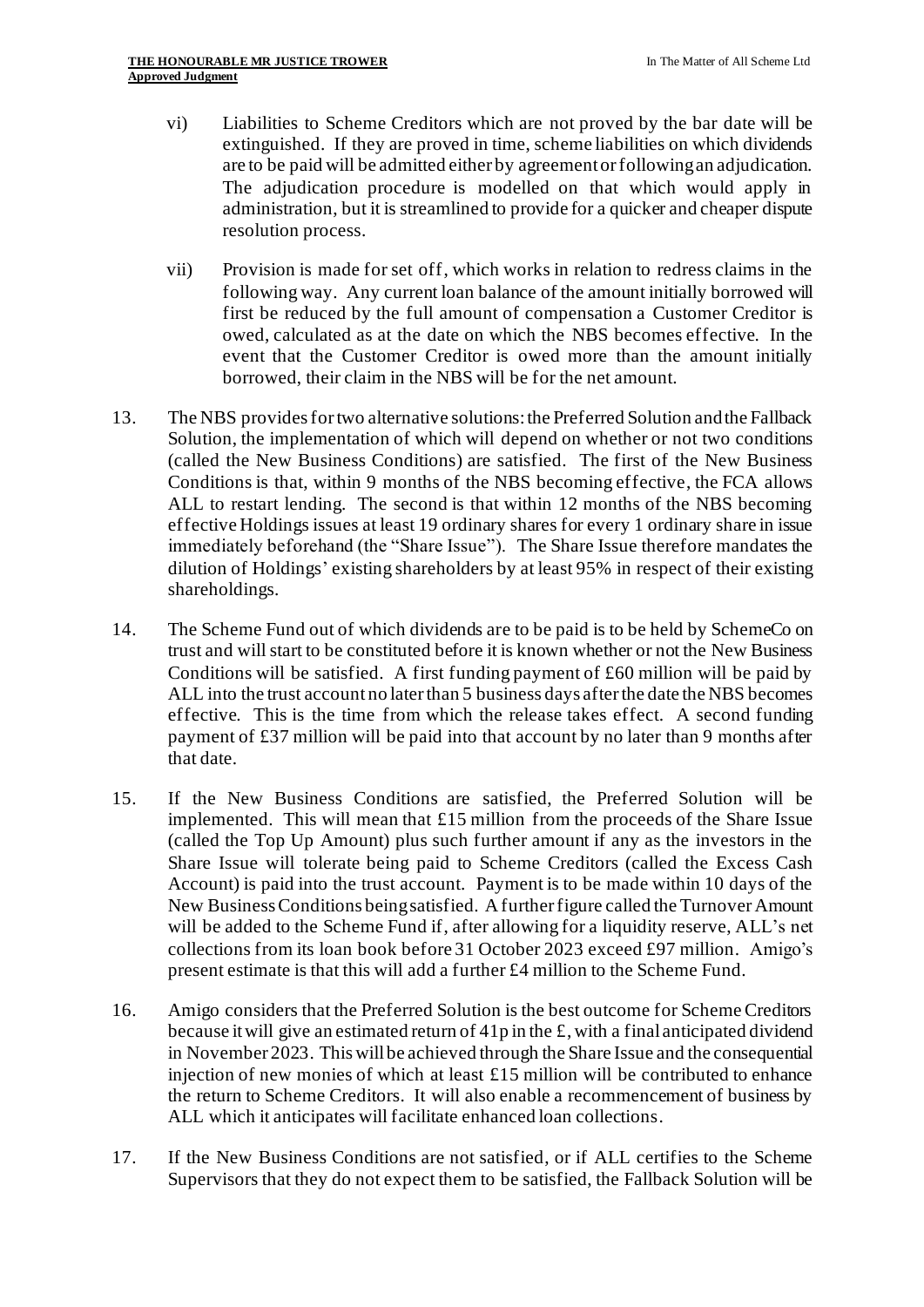vi) Liabilities to Scheme Creditors which are not proved by the bar date will be extinguished. If they are proved in time, scheme liabilities on which dividends are to be paid will be admitted either by agreement or following an adjudication. The adjudication procedure is modelled on that which would apply in administration, but it is streamlined to provide for a quicker and cheaper dispute resolution process.

vii) Provision is made for set off, which works in relation to redress claims in the following way. Any current loan balance of the amount initially borrowed will first be reduced by the full amount of compensation a Customer Creditor is owed, calculated as at the date on which the NBS becomes effective. In the event that the Customer Creditor is owed more than the amount initially borrowed, their claim in the NBS will be for the net amount.

13. The NBS provides for two alternative solutions: the Preferred Solution and the Fallback Solution, the implementation of which will depend on whether or not two conditions (called the New Business Conditions) are satisfied. The first of the New Business Conditions is that, within 9 months of the NBS becoming effective, the FCA allows ALL to restart lending. The second is that within 12 months of the NBS becoming effective Holdings issues at least 19 ordinary shares for every 1 ordinary share in issue immediately beforehand (the "Share Issue"). The Share Issue therefore mandates the dilution of Holdings' existing shareholders by at least 95% in respect of their existing shareholdings.

14. The Scheme Fund out of which dividends are to be paid is to be held by SchemeCo on trust and will start to be constituted before it is known whether or not the New Business Conditions will be satisfied. A first funding payment of £60 million will be paid by ALL into the trust account no later than 5 business days after the date the NBS becomes effective. This is the time from which the release takes effect. A second funding payment of £37 million will be paid into that account by no later than 9 months after that date.

15. If the New Business Conditions are satisfied, the Preferred Solution will be implemented. This will mean that £15 million from the proceeds of the Share Issue (called the Top Up Amount) plus such further amount if any as the investors in the Share Issue will tolerate being paid to Scheme Creditors (called the Excess Cash Account) is paid into the trust account. Payment is to be made within 10 days of the New Business Conditions being satisfied. A further figure called the Turnover Amount will be added to the Scheme Fund if, after allowing for a liquidity reserve, ALL's net collections from its loan book before 31 October 2023 exceed £97 million. Amigo's present estimate is that this will add a further £4 million to the Scheme Fund.

16. Amigo considers that the Preferred Solution is the best outcome for Scheme Creditors because it will give an estimated return of 41p in the £, with a final anticipated dividend in November 2023. This will be achieved through the Share Issue and the consequential injection of new monies of which at least £15 million will be contributed to enhance the return to Scheme Creditors. It will also enable a recommencement of business by ALL which it anticipates will facilitate enhanced loan collections.

17. If the New Business Conditions are not satisfied, or if ALL certifies to the Scheme Supervisors that they do not expect them to be satisfied, the Fallback Solution will be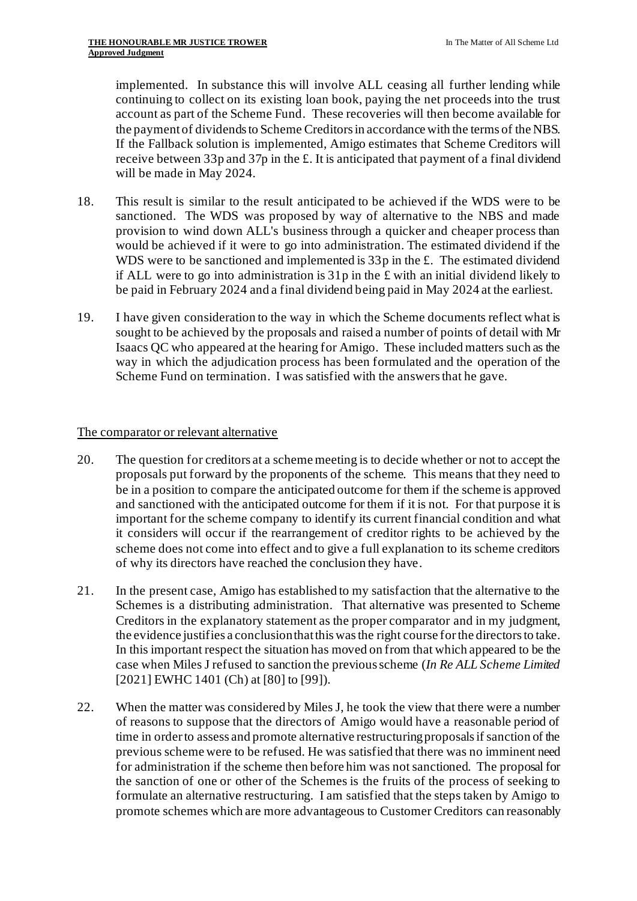implemented. In substance this will involve ALL ceasing all further lending while continuing to collect on its existing loan book, paying the net proceeds into the trust account as part of the Scheme Fund. These recoveries will then become available for the payment of dividends to Scheme Creditors in accordance with the terms of the NBS. If the Fallback solution is implemented, Amigo estimates that Scheme Creditors will receive between 33p and 37p in the £. It is anticipated that payment of a final dividend will be made in May 2024.

18. This result is similar to the result anticipated to be achieved if the WDS were to be sanctioned. The WDS was proposed by way of alternative to the NBS and made provision to wind down ALL's business through a quicker and cheaper process than would be achieved if it were to go into administration. The estimated dividend if the WDS were to be sanctioned and implemented is 33p in the £. The estimated dividend if ALL were to go into administration is 31p in the £ with an initial dividend likely to be paid in February 2024 and a final dividend being paid in May 2024 at the earliest.

19. I have given consideration to the way in which the Scheme documents reflect what is sought to be achieved by the proposals and raised a number of points of detail with Mr Isaacs QC who appeared at the hearing for Amigo. These included matters such as the way in which the adjudication process has been formulated and the operation of the Scheme Fund on termination. I was satisfied with the answers that he gave.

## The comparator or relevant alternative

20. The question for creditors at a scheme meeting is to decide whether or not to accept the proposals put forward by the proponents of the scheme. This means that they need to be in a position to compare the anticipated outcome for them if the scheme is approved and sanctioned with the anticipated outcome for them if it is not. For that purpose it is important for the scheme company to identify its current financial condition and what it considers will occur if the rearrangement of creditor rights to be achieved by the scheme does not come into effect and to give a full explanation to its scheme creditors of why its directors have reached the conclusion they have.

21. In the present case, Amigo has established to my satisfaction that the alternative to the Schemes is a distributing administration. That alternative was presented to Scheme Creditors in the explanatory statement as the proper comparator and in my judgment, the evidence justifies a conclusion that this was the right course for the directors to take. In this important respect the situation has moved on from that which appeared to be the case when Miles J refused to sanction the previous scheme (*In Re ALL Scheme Limited* [2021] EWHC 1401 (Ch) at [80] to [99]).

22. When the matter was considered by Miles J, he took the view that there were a number of reasons to suppose that the directors of Amigo would have a reasonable period of time in order to assess and promote alternative restructuring proposals if sanction of the previous scheme were to be refused. He was satisfied that there was no imminent need for administration if the scheme then before him was not sanctioned. The proposal for the sanction of one or other of the Schemes is the fruits of the process of seeking to formulate an alternative restructuring. I am satisfied that the steps taken by Amigo to promote schemes which are more advantageous to Customer Creditors can reasonably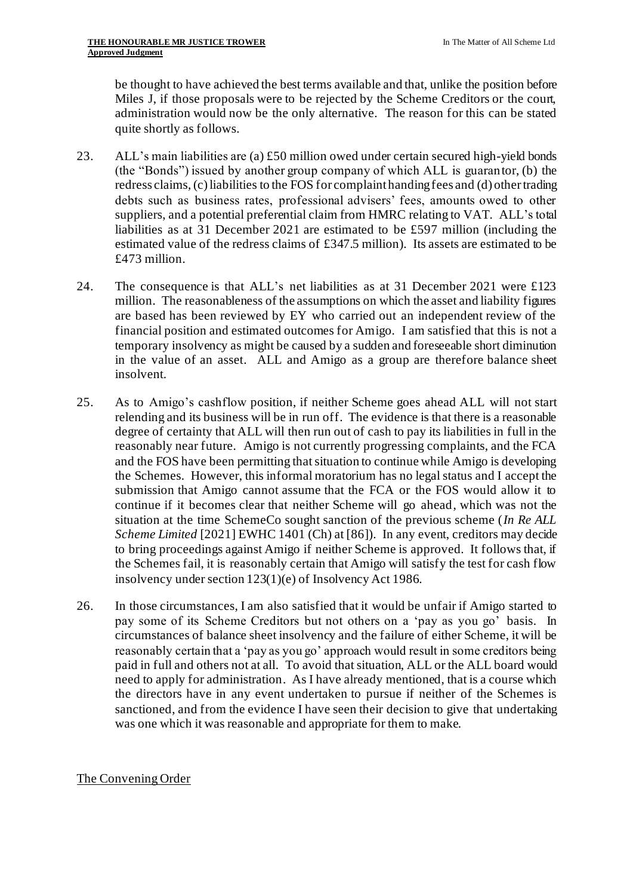be thought to have achieved the best terms available and that, unlike the position before Miles J, if those proposals were to be rejected by the Scheme Creditors or the court, administration would now be the only alternative. The reason for this can be stated quite shortly as follows.

23. ALL's main liabilities are (a) £50 million owed under certain secured high-yield bonds (the "Bonds") issued by another group company of which ALL is guarantor, (b) the redress claims, (c) liabilities to the FOS for complaint handing fees and (d) other trading debts such as business rates, professional advisers' fees, amounts owed to other suppliers, and a potential preferential claim from HMRC relating to VAT. ALL's total liabilities as at 31 December 2021 are estimated to be £597 million (including the estimated value of the redress claims of £347.5 million). Its assets are estimated to be £473 million.

24. The consequence is that ALL's net liabilities as at 31 December 2021 were £123 million. The reasonableness of the assumptions on which the asset and liability figures are based has been reviewed by EY who carried out an independent review of the financial position and estimated outcomes for Amigo. I am satisfied that this is not a temporary insolvency as might be caused by a sudden and foreseeable short diminution in the value of an asset. ALL and Amigo as a group are therefore balance sheet insolvent.

25. As to Amigo's cashflow position, if neither Scheme goes ahead ALL will not start relending and its business will be in run off. The evidence is that there is a reasonable degree of certainty that ALL will then run out of cash to pay its liabilities in full in the reasonably near future. Amigo is not currently progressing complaints, and the FCA and the FOS have been permitting that situation to continue while Amigo is developing the Schemes. However, this informal moratorium has no legal status and I accept the submission that Amigo cannot assume that the FCA or the FOS would allow it to continue if it becomes clear that neither Scheme will go ahead, which was not the situation at the time SchemeCo sought sanction of the previous scheme (*In Re ALL Scheme Limited* [2021] EWHC 1401 (Ch) at [86]). In any event, creditors may decide to bring proceedings against Amigo if neither Scheme is approved. It follows that, if the Schemes fail, it is reasonably certain that Amigo will satisfy the test for cash flow insolvency under section 123(1)(e) of Insolvency Act 1986.

26. In those circumstances, I am also satisfied that it would be unfair if Amigo started to pay some of its Scheme Creditors but not others on a 'pay as you go' basis. In circumstances of balance sheet insolvency and the failure of either Scheme, it will be reasonably certain that a 'pay as you go' approach would result in some creditors being paid in full and others not at all. To avoid that situation, ALL or the ALL board would need to apply for administration. As I have already mentioned, that is a course which the directors have in any event undertaken to pursue if neither of the Schemes is sanctioned, and from the evidence I have seen their decision to give that undertaking was one which it was reasonable and appropriate for them to make.

## The Convening Order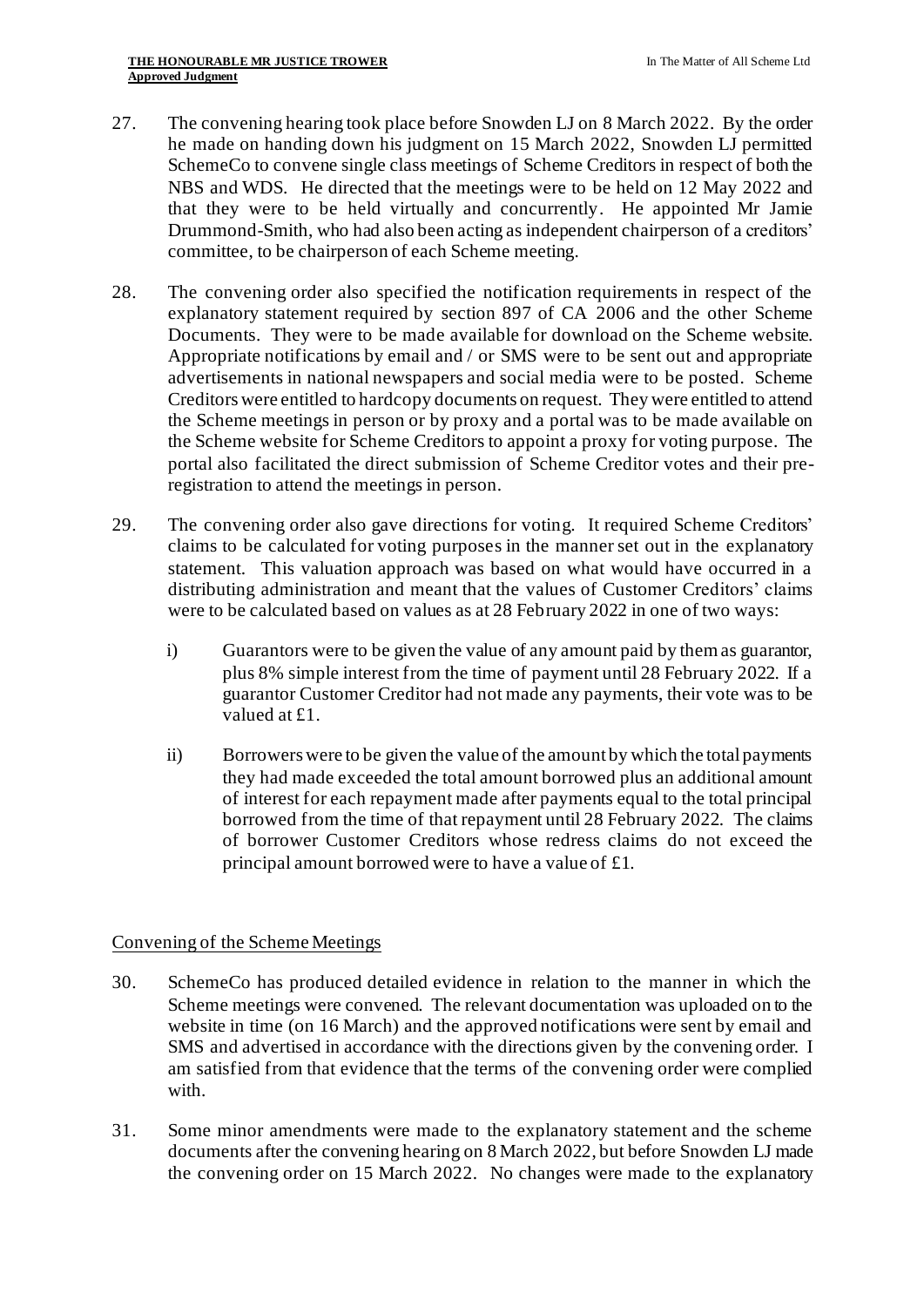27. The convening hearing took place before Snowden LJ on 8 March 2022. By the order he made on handing down his judgment on 15 March 2022, Snowden LJ permitted SchemeCo to convene single class meetings of Scheme Creditors in respect of both the NBS and WDS. He directed that the meetings were to be held on 12 May 2022 and that they were to be held virtually and concurrently. He appointed Mr Jamie Drummond-Smith, who had also been acting as independent chairperson of a creditors' committee, to be chairperson of each Scheme meeting.

28. The convening order also specified the notification requirements in respect of the explanatory statement required by section 897 of CA 2006 and the other Scheme Documents. They were to be made available for download on the Scheme website. Appropriate notifications by email and / or SMS were to be sent out and appropriate advertisements in national newspapers and social media were to be posted. Scheme Creditors were entitled to hardcopy documents on request. They were entitled to attend the Scheme meetings in person or by proxy and a portal was to be made available on the Scheme website for Scheme Creditors to appoint a proxy for voting purpose. The portal also facilitated the direct submission of Scheme Creditor votes and their pre-registration to attend the meetings in person.

29. The convening order also gave directions for voting. It required Scheme Creditors' claims to be calculated for voting purposes in the manner set out in the explanatory statement. This valuation approach was based on what would have occurred in a distributing administration and meant that the values of Customer Creditors' claims were to be calculated based on values as at 28 February 2022 in one of two ways:

    i) Guarantors were to be given the value of any amount paid by them as guarantor, plus 8% simple interest from the time of payment until 28 February 2022. If a guarantor Customer Creditor had not made any payments, their vote was to be valued at £1.

    ii) Borrowers were to be given the value of the amount by which the total payments they had made exceeded the total amount borrowed plus an additional amount of interest for each repayment made after payments equal to the total principal borrowed from the time of that repayment until 28 February 2022. The claims of borrower Customer Creditors whose redress claims do not exceed the principal amount borrowed were to have a value of £1.

## Convening of the Scheme Meetings

30. SchemeCo has produced detailed evidence in relation to the manner in which the Scheme meetings were convened. The relevant documentation was uploaded on to the website in time (on 16 March) and the approved notifications were sent by email and SMS and advertised in accordance with the directions given by the convening order. I am satisfied from that evidence that the terms of the convening order were complied with.

31. Some minor amendments were made to the explanatory statement and the scheme documents after the convening hearing on 8 March 2022, but before Snowden LJ made the convening order on 15 March 2022. No changes were made to the explanatory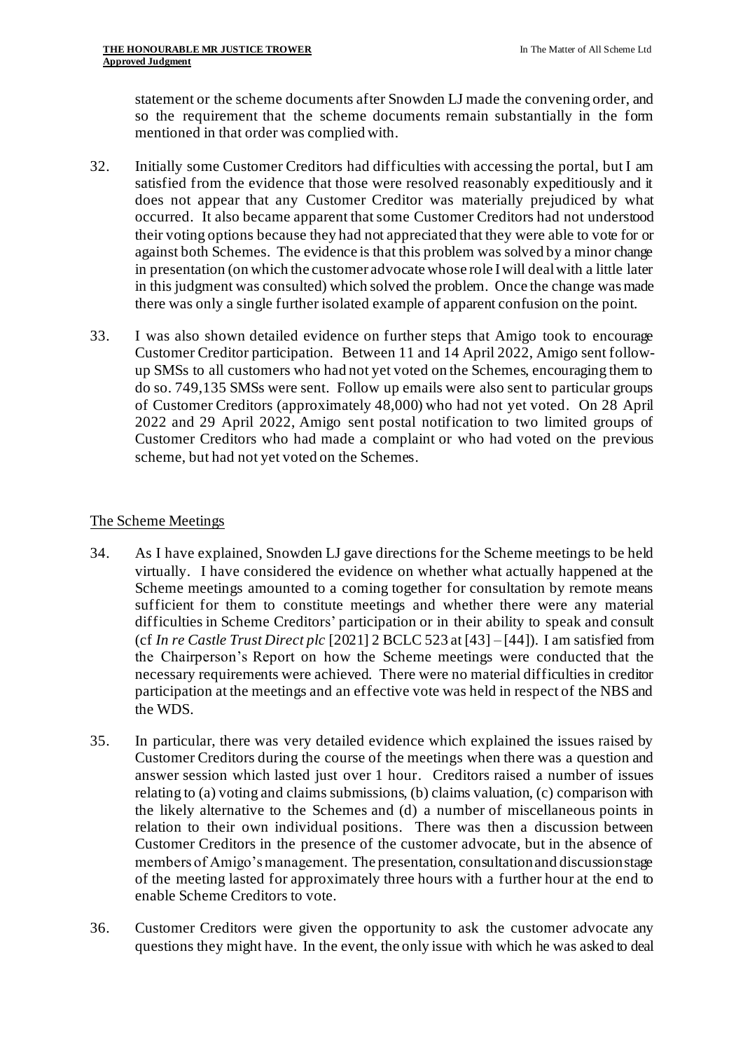statement or the scheme documents after Snowden LJ made the convening order, and so the requirement that the scheme documents remain substantially in the form mentioned in that order was complied with.

32. Initially some Customer Creditors had difficulties with accessing the portal, but I am satisfied from the evidence that those were resolved reasonably expeditiously and it does not appear that any Customer Creditor was materially prejudiced by what occurred. It also became apparent that some Customer Creditors had not understood their voting options because they had not appreciated that they were able to vote for or against both Schemes. The evidence is that this problem was solved by a minor change in presentation (on which the customer advocate whose role I will deal with a little later in this judgment was consulted) which solved the problem. Once the change was made there was only a single further isolated example of apparent confusion on the point.

33. I was also shown detailed evidence on further steps that Amigo took to encourage Customer Creditor participation. Between 11 and 14 April 2022, Amigo sent follow-up SMSs to all customers who had not yet voted on the Schemes, encouraging them to do so. 749,135 SMSs were sent. Follow up emails were also sent to particular groups of Customer Creditors (approximately 48,000) who had not yet voted. On 28 April 2022 and 29 April 2022, Amigo sent postal notification to two limited groups of Customer Creditors who had made a complaint or who had voted on the previous scheme, but had not yet voted on the Schemes.

## The Scheme Meetings

34. As I have explained, Snowden LJ gave directions for the Scheme meetings to be held virtually. I have considered the evidence on whether what actually happened at the Scheme meetings amounted to a coming together for consultation by remote means sufficient for them to constitute meetings and whether there were any material difficulties in Scheme Creditors' participation or in their ability to speak and consult (cf *In re Castle Trust Direct plc* [2021] 2 BCLC 523 at [43] – [44]). I am satisfied from the Chairperson's Report on how the Scheme meetings were conducted that the necessary requirements were achieved. There were no material difficulties in creditor participation at the meetings and an effective vote was held in respect of the NBS and the WDS.

35. In particular, there was very detailed evidence which explained the issues raised by Customer Creditors during the course of the meetings when there was a question and answer session which lasted just over 1 hour. Creditors raised a number of issues relating to (a) voting and claims submissions, (b) claims valuation, (c) comparison with the likely alternative to the Schemes and (d) a number of miscellaneous points in relation to their own individual positions. There was then a discussion between Customer Creditors in the presence of the customer advocate, but in the absence of members of Amigo's management. The presentation, consultation and discussion stage of the meeting lasted for approximately three hours with a further hour at the end to enable Scheme Creditors to vote.

36. Customer Creditors were given the opportunity to ask the customer advocate any questions they might have. In the event, the only issue with which he was asked to deal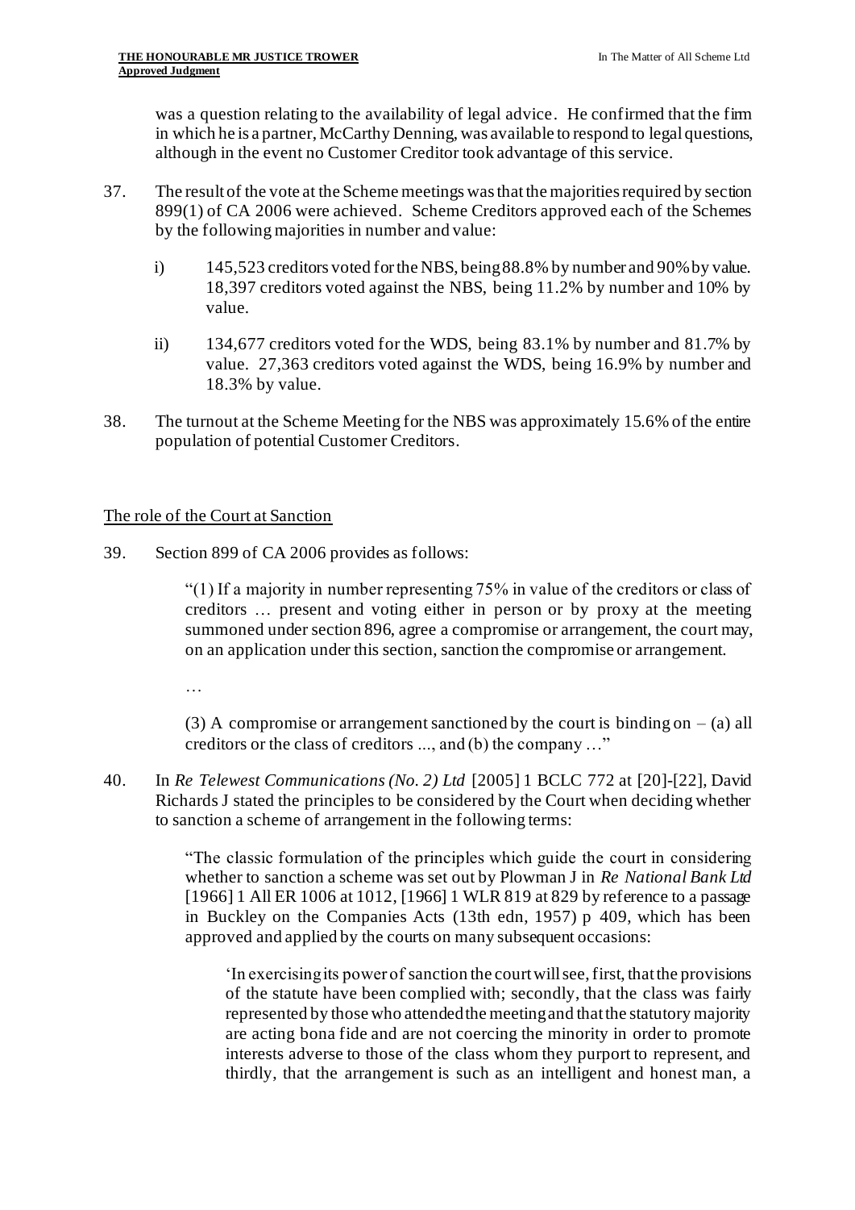was a question relating to the availability of legal advice. He confirmed that the firm in which he is a partner, McCarthy Denning, was available to respond to legal questions, although in the event no Customer Creditor took advantage of this service.

37. The result of the vote at the Scheme meetings was that the majorities required by section 899(1) of CA 2006 were achieved. Scheme Creditors approved each of the Schemes by the following majorities in number and value:

    i) 145,523 creditors voted for the NBS, being 88.8% by number and 90% by value. 18,397 creditors voted against the NBS, being 11.2% by number and 10% by value.

    ii) 134,677 creditors voted for the WDS, being 83.1% by number and 81.7% by value. 27,363 creditors voted against the WDS, being 16.9% by number and 18.3% by value.

38. The turnout at the Scheme Meeting for the NBS was approximately 15.6% of the entire population of potential Customer Creditors.

## The role of the Court at Sanction

39. Section 899 of CA 2006 provides as follows:

> "(1) If a majority in number representing 75% in value of the creditors or class of creditors … present and voting either in person or by proxy at the meeting summoned under section 896, agree a compromise or arrangement, the court may, on an application under this section, sanction the compromise or arrangement.
>
> …
>
> (3) A compromise or arrangement sanctioned by the court is binding on – (a) all creditors or the class of creditors ..., and (b) the company …"

40. In *Re Telewest Communications (No. 2) Ltd* [2005] 1 BCLC 772 at [20]-[22], David Richards J stated the principles to be considered by the Court when deciding whether to sanction a scheme of arrangement in the following terms:

> "The classic formulation of the principles which guide the court in considering whether to sanction a scheme was set out by Plowman J in *Re National Bank Ltd* [1966] 1 All ER 1006 at 1012, [1966] 1 WLR 819 at 829 by reference to a passage in Buckley on the Companies Acts (13th edn, 1957) p 409, which has been approved and applied by the courts on many subsequent occasions:
>
> > 'In exercising its power of sanction the court will see, first, that the provisions of the statute have been complied with; secondly, that the class was fairly represented by those who attended the meeting and that the statutory majority are acting bona fide and are not coercing the minority in order to promote interests adverse to those of the class whom they purport to represent, and thirdly, that the arrangement is such as an intelligent and honest man, a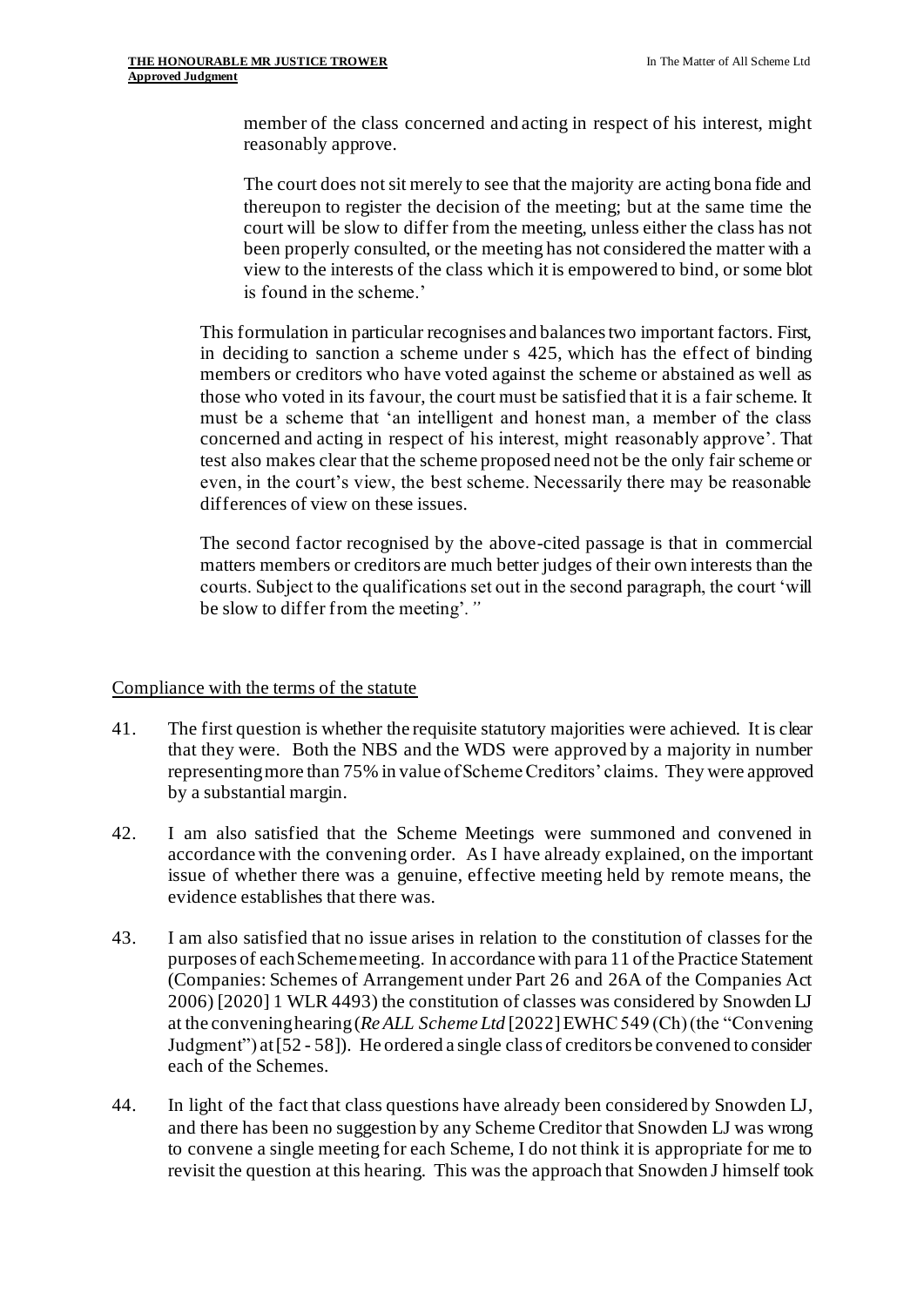> member of the class concerned and acting in respect of his interest, might reasonably approve.
>
> The court does not sit merely to see that the majority are acting bona fide and thereupon to register the decision of the meeting; but at the same time the court will be slow to differ from the meeting, unless either the class has not been properly consulted, or the meeting has not considered the matter with a view to the interests of the class which it is empowered to bind, or some blot is found in the scheme.'
>
> This formulation in particular recognises and balances two important factors. First, in deciding to sanction a scheme under s 425, which has the effect of binding members or creditors who have voted against the scheme or abstained as well as those who voted in its favour, the court must be satisfied that it is a fair scheme. It must be a scheme that 'an intelligent and honest man, a member of the class concerned and acting in respect of his interest, might reasonably approve'. That test also makes clear that the scheme proposed need not be the only fair scheme or even, in the court's view, the best scheme. Necessarily there may be reasonable differences of view on these issues.
>
> The second factor recognised by the above-cited passage is that in commercial matters members or creditors are much better judges of their own interests than the courts. Subject to the qualifications set out in the second paragraph, the court 'will be slow to differ from the meeting'."

<u>Compliance with the terms of the statute</u>

41. The first question is whether the requisite statutory majorities were achieved. It is clear that they were. Both the NBS and the WDS were approved by a majority in number representing more than 75% in value of Scheme Creditors' claims. They were approved by a substantial margin.

42. I am also satisfied that the Scheme Meetings were summoned and convened in accordance with the convening order. As I have already explained, on the important issue of whether there was a genuine, effective meeting held by remote means, the evidence establishes that there was.

43. I am also satisfied that no issue arises in relation to the constitution of classes for the purposes of each Scheme meeting. In accordance with para 11 of the Practice Statement (Companies: Schemes of Arrangement under Part 26 and 26A of the Companies Act 2006) [2020] 1 WLR 4493) the constitution of classes was considered by Snowden LJ at the convening hearing (*Re ALL Scheme Ltd* [2022] EWHC 549 (Ch) (the "Convening Judgment") at [52 - 58]). He ordered a single class of creditors be convened to consider each of the Schemes.

44. In light of the fact that class questions have already been considered by Snowden LJ, and there has been no suggestion by any Scheme Creditor that Snowden LJ was wrong to convene a single meeting for each Scheme, I do not think it is appropriate for me to revisit the question at this hearing. This was the approach that Snowden J himself took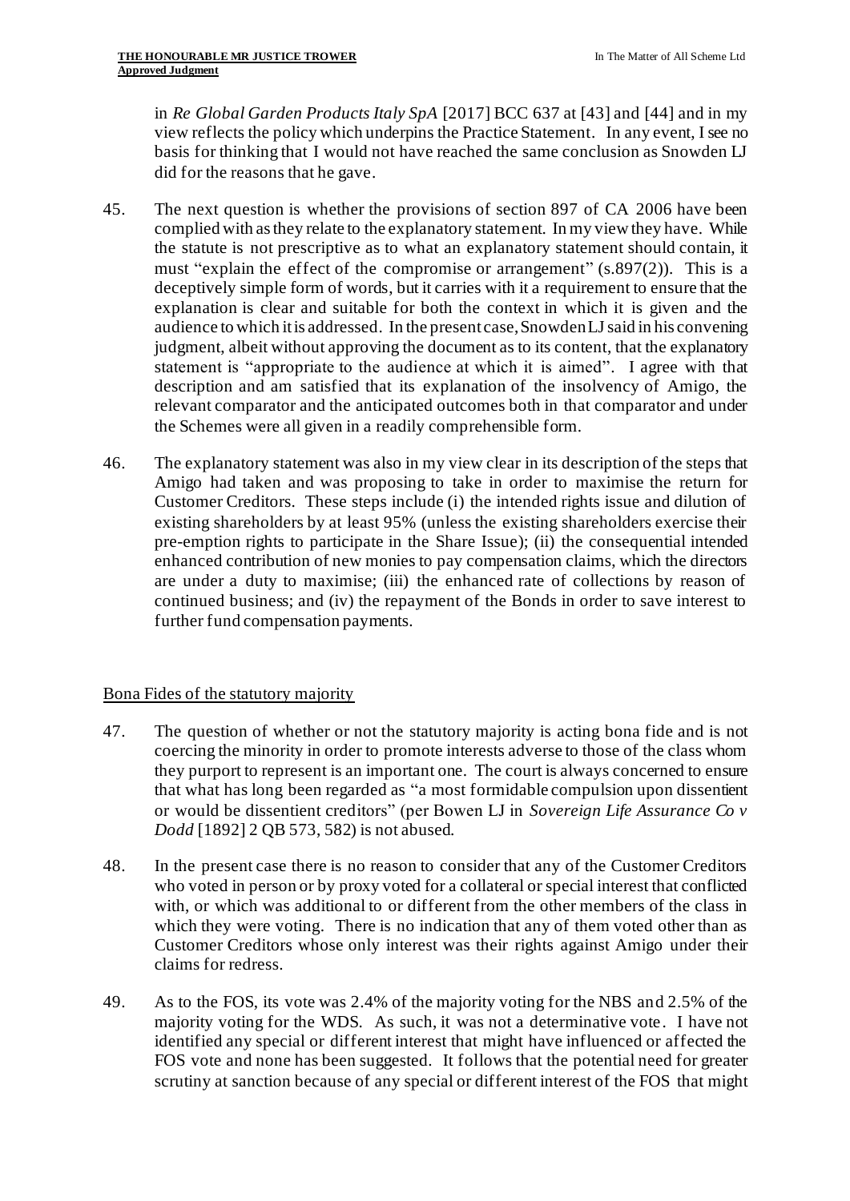in *Re Global Garden Products Italy SpA* [2017] BCC 637 at [43] and [44] and in my view reflects the policy which underpins the Practice Statement. In any event, I see no basis for thinking that I would not have reached the same conclusion as Snowden LJ did for the reasons that he gave.

45. The next question is whether the provisions of section 897 of CA 2006 have been complied with as they relate to the explanatory statement. In my view they have. While the statute is not prescriptive as to what an explanatory statement should contain, it must "explain the effect of the compromise or arrangement" (s.897(2)). This is a deceptively simple form of words, but it carries with it a requirement to ensure that the explanation is clear and suitable for both the context in which it is given and the audience to which it is addressed. In the present case, Snowden LJ said in his convening judgment, albeit without approving the document as to its content, that the explanatory statement is "appropriate to the audience at which it is aimed". I agree with that description and am satisfied that its explanation of the insolvency of Amigo, the relevant comparator and the anticipated outcomes both in that comparator and under the Schemes were all given in a readily comprehensible form.

46. The explanatory statement was also in my view clear in its description of the steps that Amigo had taken and was proposing to take in order to maximise the return for Customer Creditors. These steps include (i) the intended rights issue and dilution of existing shareholders by at least 95% (unless the existing shareholders exercise their pre-emption rights to participate in the Share Issue); (ii) the consequential intended enhanced contribution of new monies to pay compensation claims, which the directors are under a duty to maximise; (iii) the enhanced rate of collections by reason of continued business; and (iv) the repayment of the Bonds in order to save interest to further fund compensation payments.

## Bona Fides of the statutory majority

47. The question of whether or not the statutory majority is acting bona fide and is not coercing the minority in order to promote interests adverse to those of the class whom they purport to represent is an important one. The court is always concerned to ensure that what has long been regarded as "a most formidable compulsion upon dissentient or would be dissentient creditors" (per Bowen LJ in *Sovereign Life Assurance Co v Dodd* [1892] 2 QB 573, 582) is not abused.

48. In the present case there is no reason to consider that any of the Customer Creditors who voted in person or by proxy voted for a collateral or special interest that conflicted with, or which was additional to or different from the other members of the class in which they were voting. There is no indication that any of them voted other than as Customer Creditors whose only interest was their rights against Amigo under their claims for redress.

49. As to the FOS, its vote was 2.4% of the majority voting for the NBS and 2.5% of the majority voting for the WDS. As such, it was not a determinative vote. I have not identified any special or different interest that might have influenced or affected the FOS vote and none has been suggested. It follows that the potential need for greater scrutiny at sanction because of any special or different interest of the FOS that might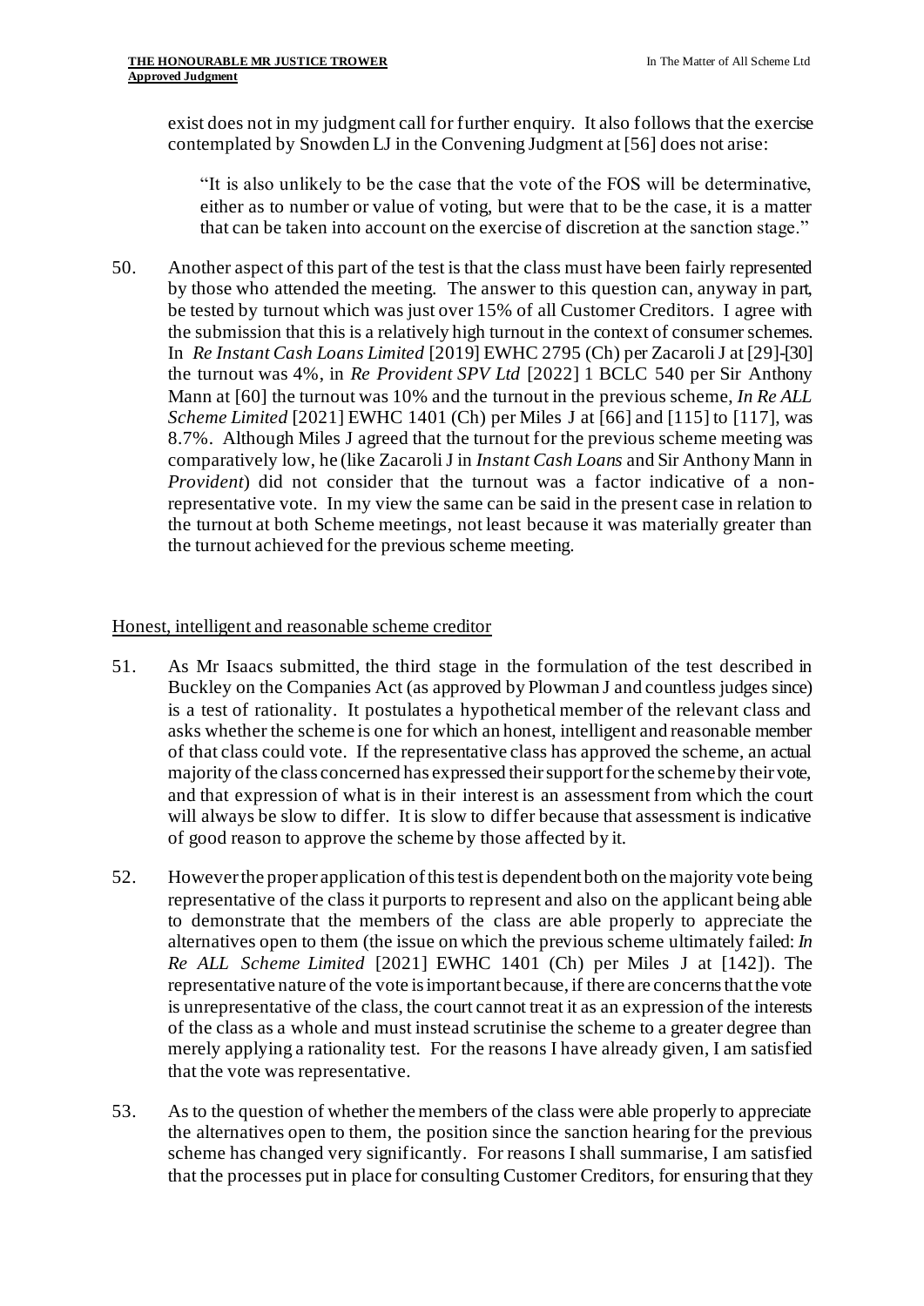exist does not in my judgment call for further enquiry. It also follows that the exercise contemplated by Snowden LJ in the Convening Judgment at [56] does not arise:

> "It is also unlikely to be the case that the vote of the FOS will be determinative, either as to number or value of voting, but were that to be the case, it is a matter that can be taken into account on the exercise of discretion at the sanction stage."

50. Another aspect of this part of the test is that the class must have been fairly represented by those who attended the meeting. The answer to this question can, anyway in part, be tested by turnout which was just over 15% of all Customer Creditors. I agree with the submission that this is a relatively high turnout in the context of consumer schemes. In *Re Instant Cash Loans Limited* [2019] EWHC 2795 (Ch) per Zacaroli J at [29]-[30] the turnout was 4%, in *Re Provident SPV Ltd* [2022] 1 BCLC 540 per Sir Anthony Mann at [60] the turnout was 10% and the turnout in the previous scheme, *In Re ALL Scheme Limited* [2021] EWHC 1401 (Ch) per Miles J at [66] and [115] to [117], was 8.7%. Although Miles J agreed that the turnout for the previous scheme meeting was comparatively low, he (like Zacaroli J in *Instant Cash Loans* and Sir Anthony Mann in *Provident*) did not consider that the turnout was a factor indicative of a non-representative vote. In my view the same can be said in the present case in relation to the turnout at both Scheme meetings, not least because it was materially greater than the turnout achieved for the previous scheme meeting.

Honest, intelligent and reasonable scheme creditor

51. As Mr Isaacs submitted, the third stage in the formulation of the test described in Buckley on the Companies Act (as approved by Plowman J and countless judges since) is a test of rationality. It postulates a hypothetical member of the relevant class and asks whether the scheme is one for which an honest, intelligent and reasonable member of that class could vote. If the representative class has approved the scheme, an actual majority of the class concerned has expressed their support for the scheme by their vote, and that expression of what is in their interest is an assessment from which the court will always be slow to differ. It is slow to differ because that assessment is indicative of good reason to approve the scheme by those affected by it.

52. However the proper application of this test is dependent both on the majority vote being representative of the class it purports to represent and also on the applicant being able to demonstrate that the members of the class are able properly to appreciate the alternatives open to them (the issue on which the previous scheme ultimately failed: *In Re ALL Scheme Limited* [2021] EWHC 1401 (Ch) per Miles J at [142]). The representative nature of the vote is important because, if there are concerns that the vote is unrepresentative of the class, the court cannot treat it as an expression of the interests of the class as a whole and must instead scrutinise the scheme to a greater degree than merely applying a rationality test. For the reasons I have already given, I am satisfied that the vote was representative.

53. As to the question of whether the members of the class were able properly to appreciate the alternatives open to them, the position since the sanction hearing for the previous scheme has changed very significantly. For reasons I shall summarise, I am satisfied that the processes put in place for consulting Customer Creditors, for ensuring that they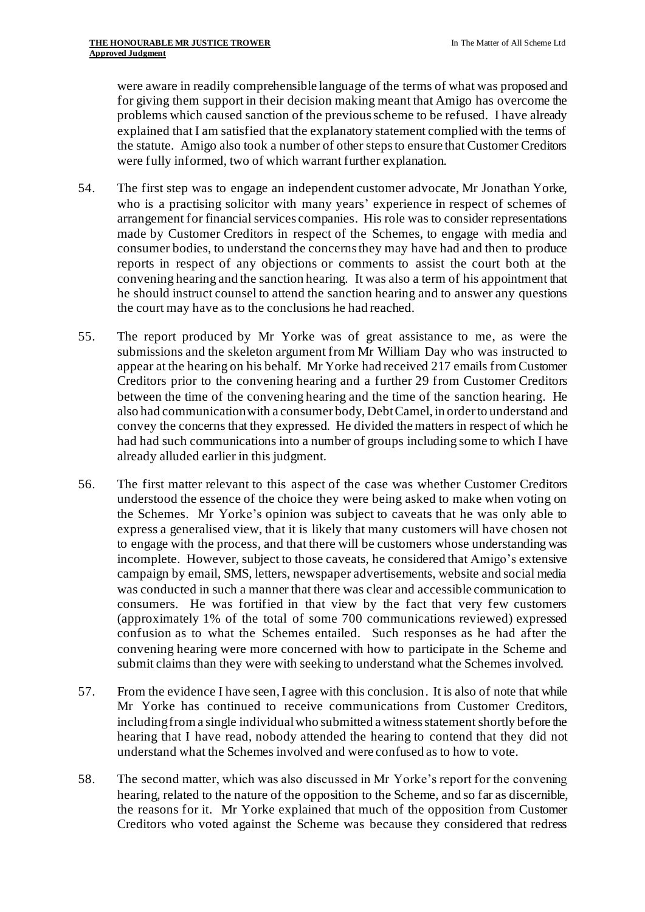were aware in readily comprehensible language of the terms of what was proposed and for giving them support in their decision making meant that Amigo has overcome the problems which caused sanction of the previous scheme to be refused. I have already explained that I am satisfied that the explanatory statement complied with the terms of the statute. Amigo also took a number of other steps to ensure that Customer Creditors were fully informed, two of which warrant further explanation.

54. The first step was to engage an independent customer advocate, Mr Jonathan Yorke, who is a practising solicitor with many years' experience in respect of schemes of arrangement for financial services companies. His role was to consider representations made by Customer Creditors in respect of the Schemes, to engage with media and consumer bodies, to understand the concerns they may have had and then to produce reports in respect of any objections or comments to assist the court both at the convening hearing and the sanction hearing. It was also a term of his appointment that he should instruct counsel to attend the sanction hearing and to answer any questions the court may have as to the conclusions he had reached.

55. The report produced by Mr Yorke was of great assistance to me, as were the submissions and the skeleton argument from Mr William Day who was instructed to appear at the hearing on his behalf. Mr Yorke had received 217 emails from Customer Creditors prior to the convening hearing and a further 29 from Customer Creditors between the time of the convening hearing and the time of the sanction hearing. He also had communication with a consumer body, Debt Camel, in order to understand and convey the concerns that they expressed. He divided the matters in respect of which he had had such communications into a number of groups including some to which I have already alluded earlier in this judgment.

56. The first matter relevant to this aspect of the case was whether Customer Creditors understood the essence of the choice they were being asked to make when voting on the Schemes. Mr Yorke's opinion was subject to caveats that he was only able to express a generalised view, that it is likely that many customers will have chosen not to engage with the process, and that there will be customers whose understanding was incomplete. However, subject to those caveats, he considered that Amigo's extensive campaign by email, SMS, letters, newspaper advertisements, website and social media was conducted in such a manner that there was clear and accessible communication to consumers. He was fortified in that view by the fact that very few customers (approximately 1% of the total of some 700 communications reviewed) expressed confusion as to what the Schemes entailed. Such responses as he had after the convening hearing were more concerned with how to participate in the Scheme and submit claims than they were with seeking to understand what the Schemes involved.

57. From the evidence I have seen, I agree with this conclusion. It is also of note that while Mr Yorke has continued to receive communications from Customer Creditors, including from a single individual who submitted a witness statement shortly before the hearing that I have read, nobody attended the hearing to contend that they did not understand what the Schemes involved and were confused as to how to vote.

58. The second matter, which was also discussed in Mr Yorke's report for the convening hearing, related to the nature of the opposition to the Scheme, and so far as discernible, the reasons for it. Mr Yorke explained that much of the opposition from Customer Creditors who voted against the Scheme was because they considered that redress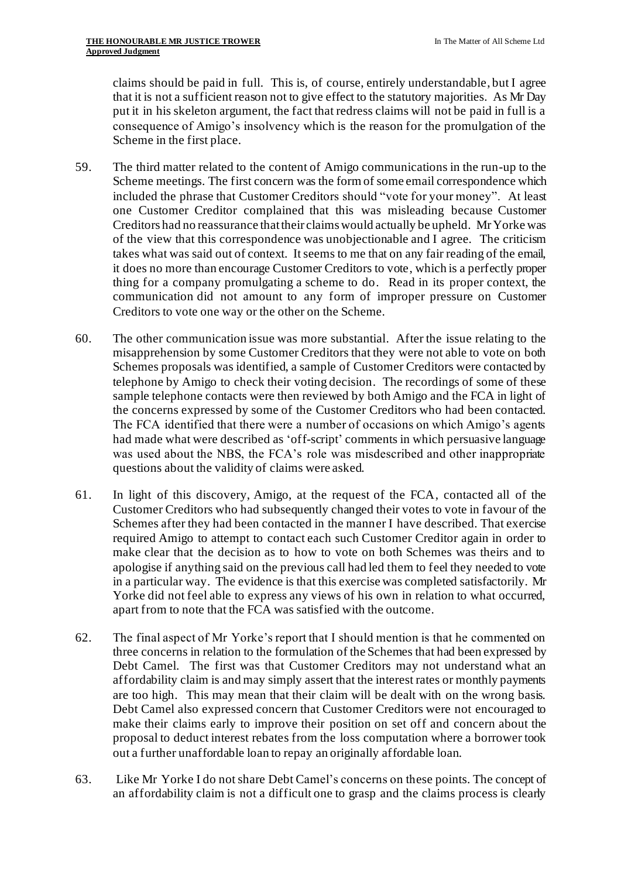claims should be paid in full. This is, of course, entirely understandable, but I agree that it is not a sufficient reason not to give effect to the statutory majorities. As Mr Day put it in his skeleton argument, the fact that redress claims will not be paid in full is a consequence of Amigo's insolvency which is the reason for the promulgation of the Scheme in the first place.

59. The third matter related to the content of Amigo communications in the run-up to the Scheme meetings. The first concern was the form of some email correspondence which included the phrase that Customer Creditors should "vote for your money". At least one Customer Creditor complained that this was misleading because Customer Creditors had no reassurance that their claims would actually be upheld. Mr Yorke was of the view that this correspondence was unobjectionable and I agree. The criticism takes what was said out of context. It seems to me that on any fair reading of the email, it does no more than encourage Customer Creditors to vote, which is a perfectly proper thing for a company promulgating a scheme to do. Read in its proper context, the communication did not amount to any form of improper pressure on Customer Creditors to vote one way or the other on the Scheme.

60. The other communication issue was more substantial. After the issue relating to the misapprehension by some Customer Creditors that they were not able to vote on both Schemes proposals was identified, a sample of Customer Creditors were contacted by telephone by Amigo to check their voting decision. The recordings of some of these sample telephone contacts were then reviewed by both Amigo and the FCA in light of the concerns expressed by some of the Customer Creditors who had been contacted. The FCA identified that there were a number of occasions on which Amigo's agents had made what were described as 'off-script' comments in which persuasive language was used about the NBS, the FCA's role was misdescribed and other inappropriate questions about the validity of claims were asked.

61. In light of this discovery, Amigo, at the request of the FCA, contacted all of the Customer Creditors who had subsequently changed their votes to vote in favour of the Schemes after they had been contacted in the manner I have described. That exercise required Amigo to attempt to contact each such Customer Creditor again in order to make clear that the decision as to how to vote on both Schemes was theirs and to apologise if anything said on the previous call had led them to feel they needed to vote in a particular way. The evidence is that this exercise was completed satisfactorily. Mr Yorke did not feel able to express any views of his own in relation to what occurred, apart from to note that the FCA was satisfied with the outcome.

62. The final aspect of Mr Yorke's report that I should mention is that he commented on three concerns in relation to the formulation of the Schemes that had been expressed by Debt Camel. The first was that Customer Creditors may not understand what an affordability claim is and may simply assert that the interest rates or monthly payments are too high. This may mean that their claim will be dealt with on the wrong basis. Debt Camel also expressed concern that Customer Creditors were not encouraged to make their claims early to improve their position on set off and concern about the proposal to deduct interest rebates from the loss computation where a borrower took out a further unaffordable loan to repay an originally affordable loan.

63. Like Mr Yorke I do not share Debt Camel's concerns on these points. The concept of an affordability claim is not a difficult one to grasp and the claims process is clearly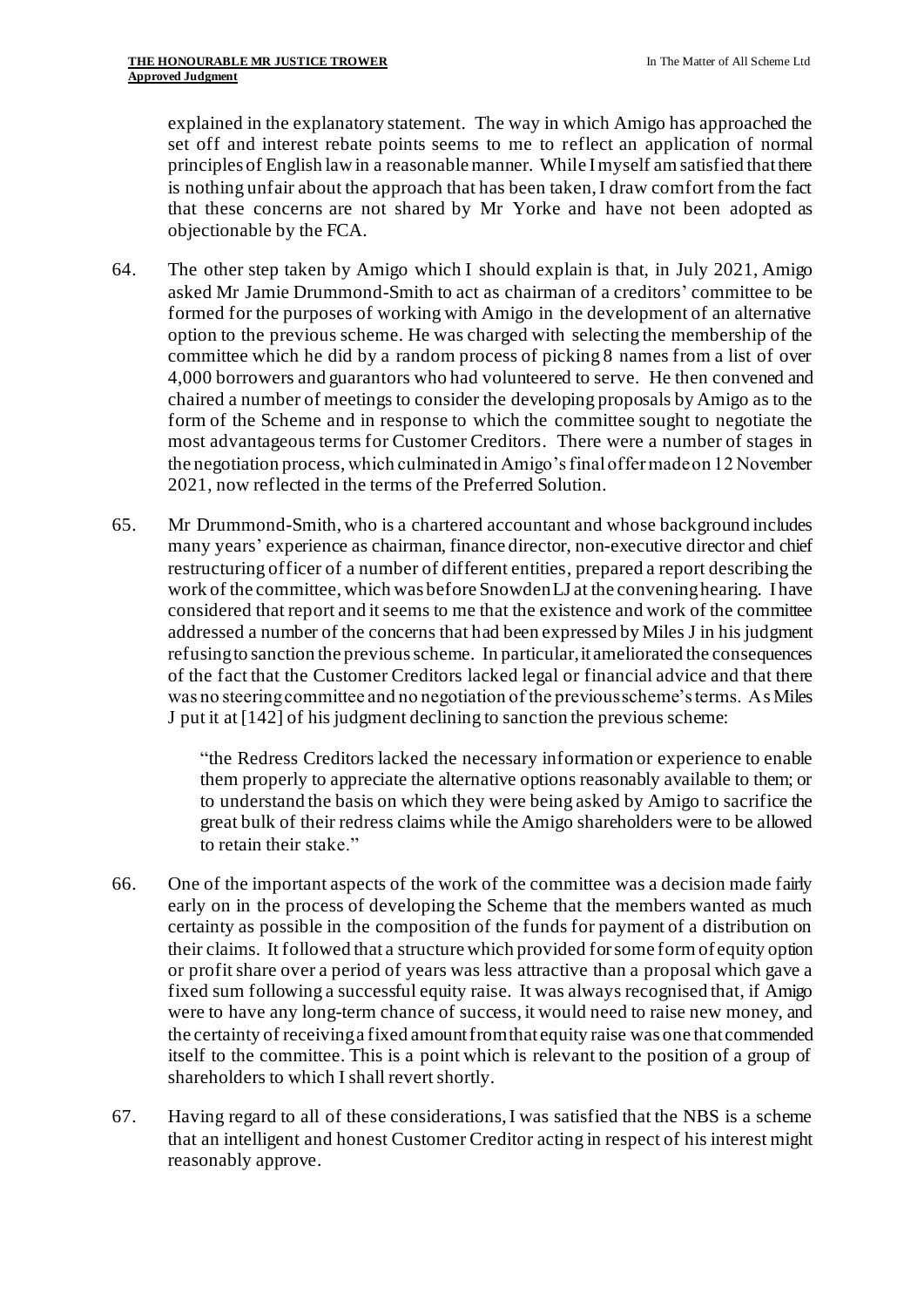explained in the explanatory statement. The way in which Amigo has approached the set off and interest rebate points seems to me to reflect an application of normal principles of English law in a reasonable manner. While I myself am satisfied that there is nothing unfair about the approach that has been taken, I draw comfort from the fact that these concerns are not shared by Mr Yorke and have not been adopted as objectionable by the FCA.

64. The other step taken by Amigo which I should explain is that, in July 2021, Amigo asked Mr Jamie Drummond-Smith to act as chairman of a creditors' committee to be formed for the purposes of working with Amigo in the development of an alternative option to the previous scheme. He was charged with selecting the membership of the committee which he did by a random process of picking 8 names from a list of over 4,000 borrowers and guarantors who had volunteered to serve. He then convened and chaired a number of meetings to consider the developing proposals by Amigo as to the form of the Scheme and in response to which the committee sought to negotiate the most advantageous terms for Customer Creditors. There were a number of stages in the negotiation process, which culminated in Amigo's final offer made on 12 November 2021, now reflected in the terms of the Preferred Solution.

65. Mr Drummond-Smith, who is a chartered accountant and whose background includes many years' experience as chairman, finance director, non-executive director and chief restructuring officer of a number of different entities, prepared a report describing the work of the committee, which was before Snowden LJ at the convening hearing. I have considered that report and it seems to me that the existence and work of the committee addressed a number of the concerns that had been expressed by Miles J in his judgment refusing to sanction the previous scheme. In particular, it ameliorated the consequences of the fact that the Customer Creditors lacked legal or financial advice and that there was no steering committee and no negotiation of the previous scheme's terms. As Miles J put it at [142] of his judgment declining to sanction the previous scheme:

> "the Redress Creditors lacked the necessary information or experience to enable them properly to appreciate the alternative options reasonably available to them; or to understand the basis on which they were being asked by Amigo to sacrifice the great bulk of their redress claims while the Amigo shareholders were to be allowed to retain their stake."

66. One of the important aspects of the work of the committee was a decision made fairly early on in the process of developing the Scheme that the members wanted as much certainty as possible in the composition of the funds for payment of a distribution on their claims. It followed that a structure which provided for some form of equity option or profit share over a period of years was less attractive than a proposal which gave a fixed sum following a successful equity raise. It was always recognised that, if Amigo were to have any long-term chance of success, it would need to raise new money, and the certainty of receiving a fixed amount from that equity raise was one that commended itself to the committee. This is a point which is relevant to the position of a group of shareholders to which I shall revert shortly.

67. Having regard to all of these considerations, I was satisfied that the NBS is a scheme that an intelligent and honest Customer Creditor acting in respect of his interest might reasonably approve.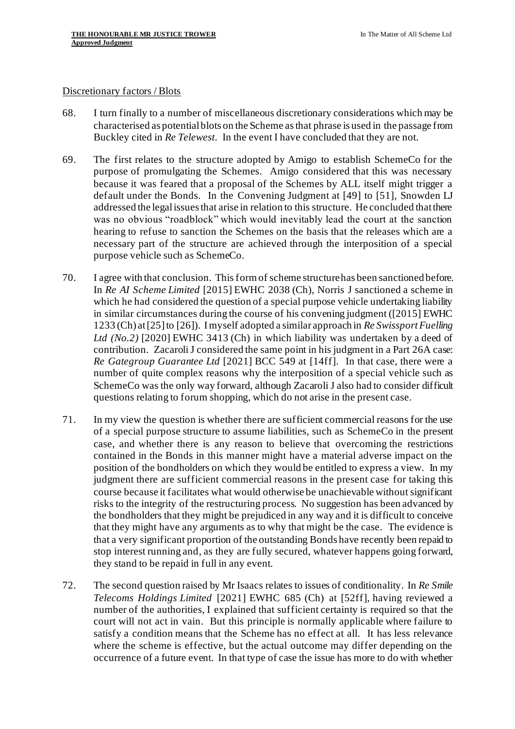Discretionary factors / Blots

68. I turn finally to a number of miscellaneous discretionary considerations which may be characterised as potential blots on the Scheme as that phrase is used in the passage from Buckley cited in *Re Telewest*. In the event I have concluded that they are not.

69. The first relates to the structure adopted by Amigo to establish SchemeCo for the purpose of promulgating the Schemes. Amigo considered that this was necessary because it was feared that a proposal of the Schemes by ALL itself might trigger a default under the Bonds. In the Convening Judgment at [49] to [51], Snowden LJ addressed the legal issues that arise in relation to this structure. He concluded that there was no obvious "roadblock" which would inevitably lead the court at the sanction hearing to refuse to sanction the Schemes on the basis that the releases which are a necessary part of the structure are achieved through the interposition of a special purpose vehicle such as SchemeCo.

70. I agree with that conclusion. This form of scheme structure has been sanctioned before. In *Re AI Scheme Limited* [2015] EWHC 2038 (Ch), Norris J sanctioned a scheme in which he had considered the question of a special purpose vehicle undertaking liability in similar circumstances during the course of his convening judgment ([2015] EWHC 1233 (Ch) at [25] to [26]). I myself adopted a similar approach in *Re Swissport Fuelling Ltd (No.2)* [2020] EWHC 3413 (Ch) in which liability was undertaken by a deed of contribution. Zacaroli J considered the same point in his judgment in a Part 26A case: *Re Gategroup Guarantee Ltd* [2021] BCC 549 at [14ff]. In that case, there were a number of quite complex reasons why the interposition of a special vehicle such as SchemeCo was the only way forward, although Zacaroli J also had to consider difficult questions relating to forum shopping, which do not arise in the present case.

71. In my view the question is whether there are sufficient commercial reasons for the use of a special purpose structure to assume liabilities, such as SchemeCo in the present case, and whether there is any reason to believe that overcoming the restrictions contained in the Bonds in this manner might have a material adverse impact on the position of the bondholders on which they would be entitled to express a view. In my judgment there are sufficient commercial reasons in the present case for taking this course because it facilitates what would otherwise be unachievable without significant risks to the integrity of the restructuring process. No suggestion has been advanced by the bondholders that they might be prejudiced in any way and it is difficult to conceive that they might have any arguments as to why that might be the case. The evidence is that a very significant proportion of the outstanding Bonds have recently been repaid to stop interest running and, as they are fully secured, whatever happens going forward, they stand to be repaid in full in any event.

72. The second question raised by Mr Isaacs relates to issues of conditionality. In *Re Smile Telecoms Holdings Limited* [2021] EWHC 685 (Ch) at [52ff], having reviewed a number of the authorities, I explained that sufficient certainty is required so that the court will not act in vain. But this principle is normally applicable where failure to satisfy a condition means that the Scheme has no effect at all. It has less relevance where the scheme is effective, but the actual outcome may differ depending on the occurrence of a future event. In that type of case the issue has more to do with whether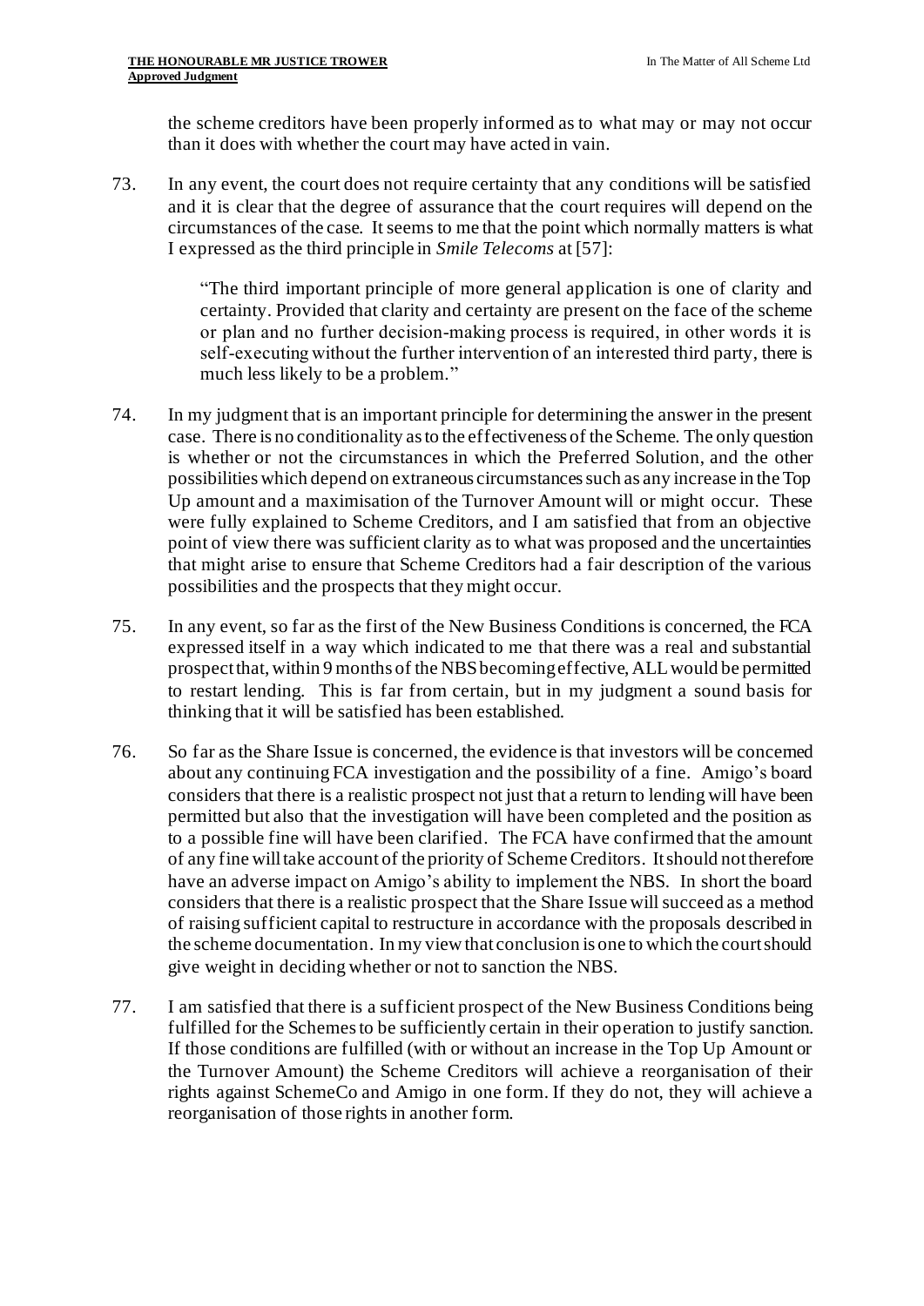the scheme creditors have been properly informed as to what may or may not occur than it does with whether the court may have acted in vain.

73. In any event, the court does not require certainty that any conditions will be satisfied and it is clear that the degree of assurance that the court requires will depend on the circumstances of the case. It seems to me that the point which normally matters is what I expressed as the third principle in *Smile Telecoms* at [57]:

> "The third important principle of more general application is one of clarity and certainty. Provided that clarity and certainty are present on the face of the scheme or plan and no further decision-making process is required, in other words it is self-executing without the further intervention of an interested third party, there is much less likely to be a problem."

74. In my judgment that is an important principle for determining the answer in the present case. There is no conditionality as to the effectiveness of the Scheme. The only question is whether or not the circumstances in which the Preferred Solution, and the other possibilities which depend on extraneous circumstances such as any increase in the Top Up amount and a maximisation of the Turnover Amount will or might occur. These were fully explained to Scheme Creditors, and I am satisfied that from an objective point of view there was sufficient clarity as to what was proposed and the uncertainties that might arise to ensure that Scheme Creditors had a fair description of the various possibilities and the prospects that they might occur.

75. In any event, so far as the first of the New Business Conditions is concerned, the FCA expressed itself in a way which indicated to me that there was a real and substantial prospect that, within 9 months of the NBS becoming effective, ALL would be permitted to restart lending. This is far from certain, but in my judgment a sound basis for thinking that it will be satisfied has been established.

76. So far as the Share Issue is concerned, the evidence is that investors will be concerned about any continuing FCA investigation and the possibility of a fine. Amigo's board considers that there is a realistic prospect not just that a return to lending will have been permitted but also that the investigation will have been completed and the position as to a possible fine will have been clarified. The FCA have confirmed that the amount of any fine will take account of the priority of Scheme Creditors. It should not therefore have an adverse impact on Amigo's ability to implement the NBS. In short the board considers that there is a realistic prospect that the Share Issue will succeed as a method of raising sufficient capital to restructure in accordance with the proposals described in the scheme documentation. In my view that conclusion is one to which the court should give weight in deciding whether or not to sanction the NBS.

77. I am satisfied that there is a sufficient prospect of the New Business Conditions being fulfilled for the Schemes to be sufficiently certain in their operation to justify sanction. If those conditions are fulfilled (with or without an increase in the Top Up Amount or the Turnover Amount) the Scheme Creditors will achieve a reorganisation of their rights against SchemeCo and Amigo in one form. If they do not, they will achieve a reorganisation of those rights in another form.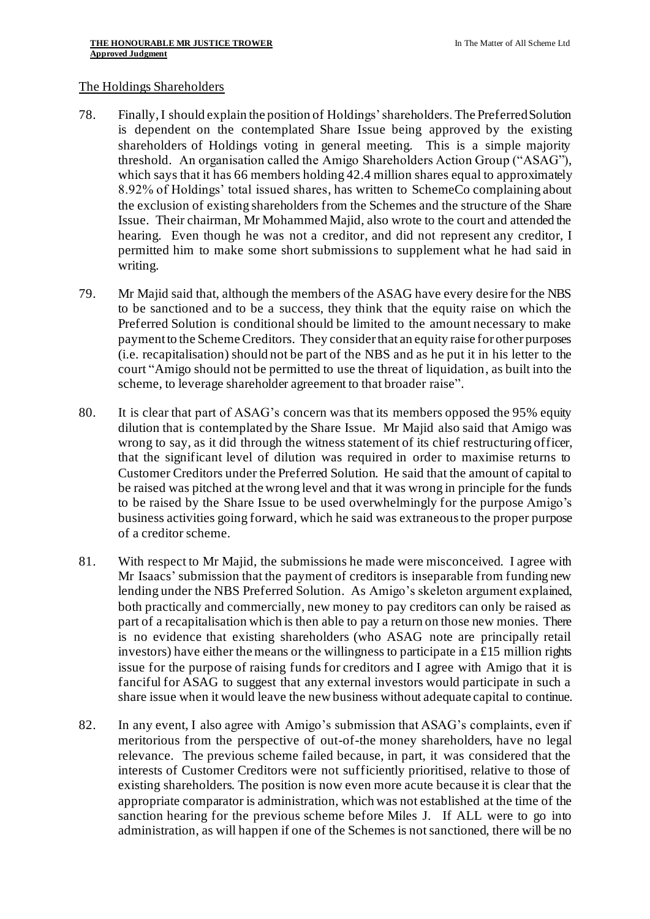## The Holdings Shareholders

78. Finally, I should explain the position of Holdings' shareholders. The Preferred Solution is dependent on the contemplated Share Issue being approved by the existing shareholders of Holdings voting in general meeting. This is a simple majority threshold. An organisation called the Amigo Shareholders Action Group ("ASAG"), which says that it has 66 members holding 42.4 million shares equal to approximately 8.92% of Holdings' total issued shares, has written to SchemeCo complaining about the exclusion of existing shareholders from the Schemes and the structure of the Share Issue. Their chairman, Mr Mohammed Majid, also wrote to the court and attended the hearing. Even though he was not a creditor, and did not represent any creditor, I permitted him to make some short submissions to supplement what he had said in writing.

79. Mr Majid said that, although the members of the ASAG have every desire for the NBS to be sanctioned and to be a success, they think that the equity raise on which the Preferred Solution is conditional should be limited to the amount necessary to make payment to the Scheme Creditors. They consider that an equity raise for other purposes (i.e. recapitalisation) should not be part of the NBS and as he put it in his letter to the court "Amigo should not be permitted to use the threat of liquidation, as built into the scheme, to leverage shareholder agreement to that broader raise".

80. It is clear that part of ASAG's concern was that its members opposed the 95% equity dilution that is contemplated by the Share Issue. Mr Majid also said that Amigo was wrong to say, as it did through the witness statement of its chief restructuring officer, that the significant level of dilution was required in order to maximise returns to Customer Creditors under the Preferred Solution. He said that the amount of capital to be raised was pitched at the wrong level and that it was wrong in principle for the funds to be raised by the Share Issue to be used overwhelmingly for the purpose Amigo's business activities going forward, which he said was extraneous to the proper purpose of a creditor scheme.

81. With respect to Mr Majid, the submissions he made were misconceived. I agree with Mr Isaacs' submission that the payment of creditors is inseparable from funding new lending under the NBS Preferred Solution. As Amigo's skeleton argument explained, both practically and commercially, new money to pay creditors can only be raised as part of a recapitalisation which is then able to pay a return on those new monies. There is no evidence that existing shareholders (who ASAG note are principally retail investors) have either the means or the willingness to participate in a £15 million rights issue for the purpose of raising funds for creditors and I agree with Amigo that it is fanciful for ASAG to suggest that any external investors would participate in such a share issue when it would leave the new business without adequate capital to continue.

82. In any event, I also agree with Amigo's submission that ASAG's complaints, even if meritorious from the perspective of out-of-the money shareholders, have no legal relevance. The previous scheme failed because, in part, it was considered that the interests of Customer Creditors were not sufficiently prioritised, relative to those of existing shareholders. The position is now even more acute because it is clear that the appropriate comparator is administration, which was not established at the time of the sanction hearing for the previous scheme before Miles J. If ALL were to go into administration, as will happen if one of the Schemes is not sanctioned, there will be no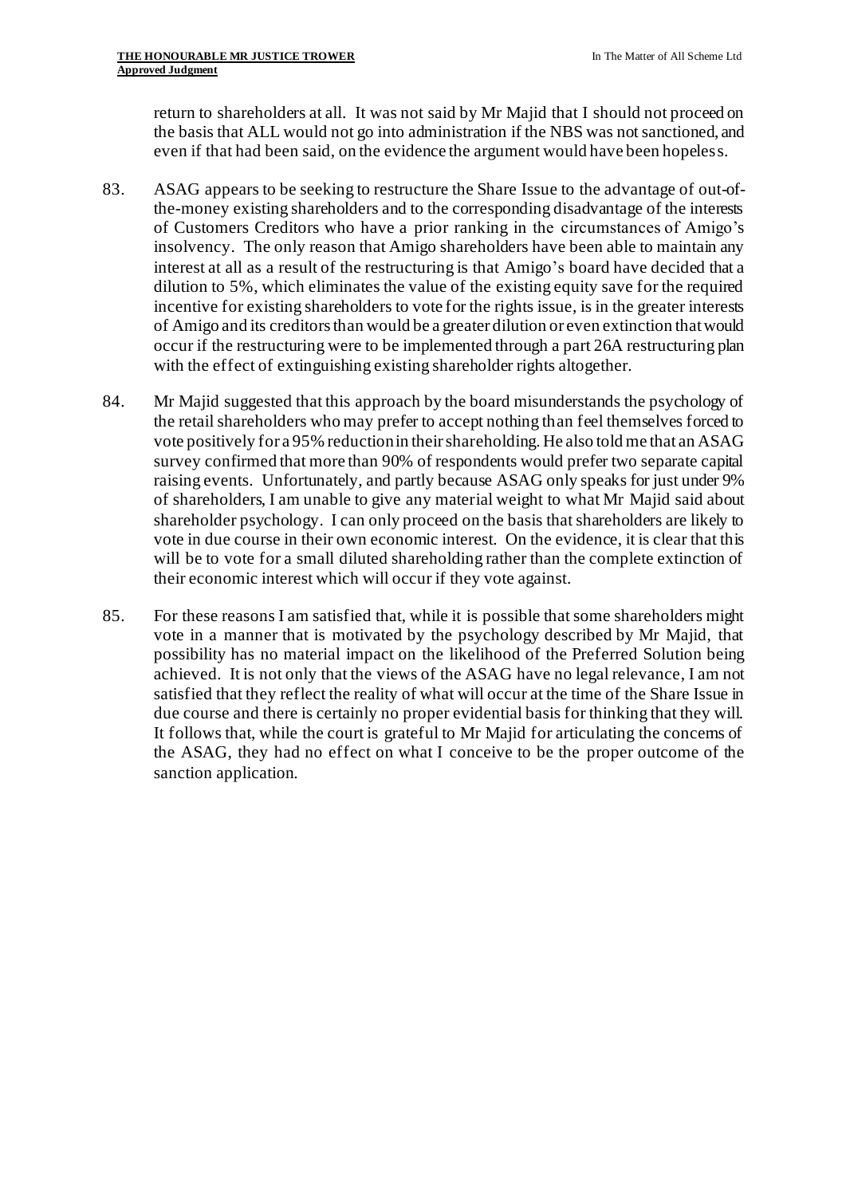return to shareholders at all. It was not said by Mr Majid that I should not proceed on the basis that ALL would not go into administration if the NBS was not sanctioned, and even if that had been said, on the evidence the argument would have been hopeless.

83. ASAG appears to be seeking to restructure the Share Issue to the advantage of out-of-the-money existing shareholders and to the corresponding disadvantage of the interests of Customers Creditors who have a prior ranking in the circumstances of Amigo's insolvency. The only reason that Amigo shareholders have been able to maintain any interest at all as a result of the restructuring is that Amigo's board have decided that a dilution to 5%, which eliminates the value of the existing equity save for the required incentive for existing shareholders to vote for the rights issue, is in the greater interests of Amigo and its creditors than would be a greater dilution or even extinction that would occur if the restructuring were to be implemented through a part 26A restructuring plan with the effect of extinguishing existing shareholder rights altogether.

84. Mr Majid suggested that this approach by the board misunderstands the psychology of the retail shareholders who may prefer to accept nothing than feel themselves forced to vote positively for a 95% reduction in their shareholding. He also told me that an ASAG survey confirmed that more than 90% of respondents would prefer two separate capital raising events. Unfortunately, and partly because ASAG only speaks for just under 9% of shareholders, I am unable to give any material weight to what Mr Majid said about shareholder psychology. I can only proceed on the basis that shareholders are likely to vote in due course in their own economic interest. On the evidence, it is clear that this will be to vote for a small diluted shareholding rather than the complete extinction of their economic interest which will occur if they vote against.

85. For these reasons I am satisfied that, while it is possible that some shareholders might vote in a manner that is motivated by the psychology described by Mr Majid, that possibility has no material impact on the likelihood of the Preferred Solution being achieved. It is not only that the views of the ASAG have no legal relevance, I am not satisfied that they reflect the reality of what will occur at the time of the Share Issue in due course and there is certainly no proper evidential basis for thinking that they will. It follows that, while the court is grateful to Mr Majid for articulating the concerns of the ASAG, they had no effect on what I conceive to be the proper outcome of the sanction application.